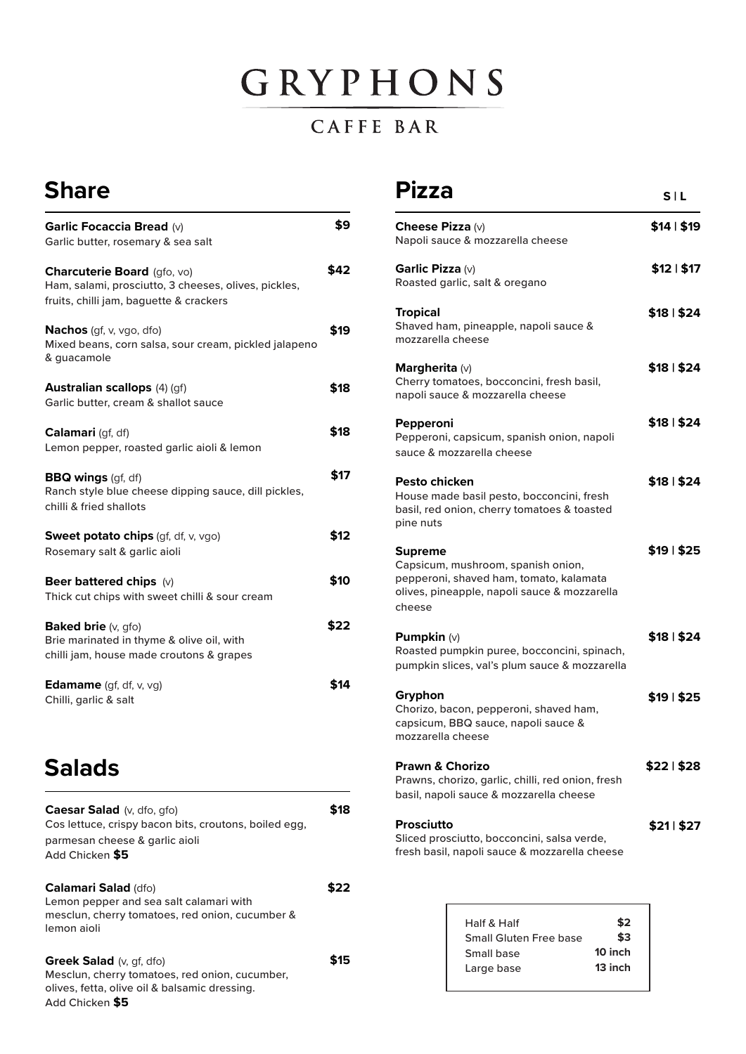# GRYPHONS

### CAFFE BAR

## Share

**Garlic Focaccia Bread** (v) — **$9**
Garlic butter, rosemary & sea salt

**Charcuterie Board** (gfo, vo) — **$42**
Ham, salami, prosciutto, 3 cheeses, olives, pickles, fruits, chilli jam, baguette & crackers

**Nachos** (gf, v, vgo, dfo) — **$19**
Mixed beans, corn salsa, sour cream, pickled jalapeno & guacamole

**Australian scallops** (4) (gf) — **$18**
Garlic butter, cream & shallot sauce

**Calamari** (gf, df) — **$18**
Lemon pepper, roasted garlic aioli & lemon

**BBQ wings** (gf, df) — **$17**
Ranch style blue cheese dipping sauce, dill pickles, chilli & fried shallots

**Sweet potato chips** (gf, df, v, vgo) — **$12**
Rosemary salt & garlic aioli

**Beer battered chips** (v) — **$10**
Thick cut chips with sweet chilli & sour cream

**Baked brie** (v, gfo) — **$22**
Brie marinated in thyme & olive oil, with chilli jam, house made croutons & grapes

**Edamame** (gf, df, v, vg) — **$14**
Chilli, garlic & salt

## Salads

**Caesar Salad** (v, dfo, gfo) — **$18**
Cos lettuce, crispy bacon bits, croutons, boiled egg, parmesan cheese & garlic aioli
Add Chicken **$5**

**Calamari Salad** (dfo) — **$22**
Lemon pepper and sea salt calamari with mesclun, cherry tomatoes, red onion, cucumber & lemon aioli

**Greek Salad** (v, gf, dfo) — **$15**
Mesclun, cherry tomatoes, red onion, cucumber, olives, fetta, olive oil & balsamic dressing.
Add Chicken **$5**

## Pizza

**S | L**

**Cheese Pizza** (v) — **$14 | $19**
Napoli sauce & mozzarella cheese

**Garlic Pizza** (v) — **$12 | $17**
Roasted garlic, salt & oregano

**Tropical** — **$18 | $24**
Shaved ham, pineapple, napoli sauce & mozzarella cheese

**Margherita** (v) — **$18 | $24**
Cherry tomatoes, bocconcini, fresh basil, napoli sauce & mozzarella cheese

**Pepperoni** — **$18 | $24**
Pepperoni, capsicum, spanish onion, napoli sauce & mozzarella cheese

**Pesto chicken** — **$18 | $24**
House made basil pesto, bocconcini, fresh basil, red onion, cherry tomatoes & toasted pine nuts

**Supreme** — **$19 | $25**
Capsicum, mushroom, spanish onion, pepperoni, shaved ham, tomato, kalamata olives, pineapple, napoli sauce & mozzarella cheese

**Pumpkin** (v) — **$18 | $24**
Roasted pumpkin puree, bocconcini, spinach, pumpkin slices, val's plum sauce & mozzarella

**Gryphon** — **$19 | $25**
Chorizo, bacon, pepperoni, shaved ham, capsicum, BBQ sauce, napoli sauce & mozzarella cheese

**Prawn & Chorizo** — **$22 | $28**
Prawns, chorizo, garlic, chilli, red onion, fresh basil, napoli sauce & mozzarella cheese

**Prosciutto** — **$21 | $27**
Sliced prosciutto, bocconcini, salsa verde, fresh basil, napoli sauce & mozzarella cheese

| | |
|---|---|
| Half & Half | **$2** |
| Small Gluten Free base | **$3** |
| Small base | **10 inch** |
| Large base | **13 inch** |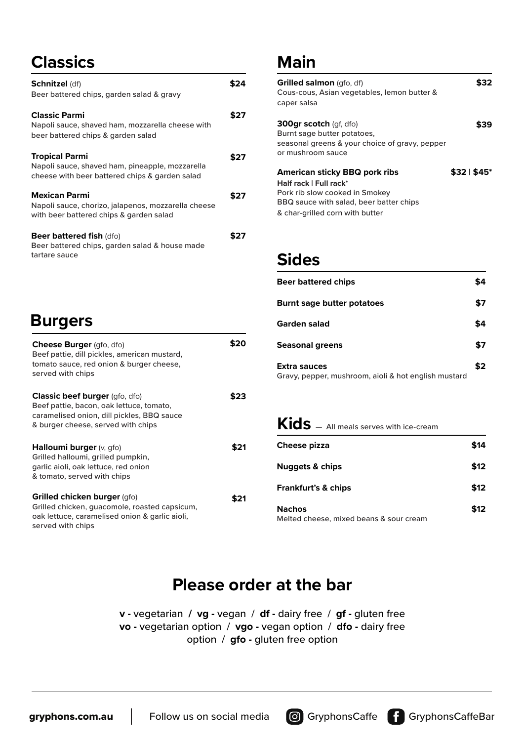## Classics

**Schnitzel** (df) **$24**
Beer battered chips, garden salad & gravy

**Classic Parmi** **$27**
Napoli sauce, shaved ham, mozzarella cheese with beer battered chips & garden salad

**Tropical Parmi** **$27**
Napoli sauce, shaved ham, pineapple, mozzarella cheese with beer battered chips & garden salad

**Mexican Parmi** **$27**
Napoli sauce, chorizo, jalapenos, mozzarella cheese with beer battered chips & garden salad

**Beer battered fish** (dfo) **$27**
Beer battered chips, garden salad & house made tartare sauce

## Burgers

**Cheese Burger** (gfo, dfo) **$20**
Beef pattie, dill pickles, american mustard, tomato sauce, red onion & burger cheese, served with chips

**Classic beef burger** (gfo, dfo) **$23**
Beef pattie, bacon, oak lettuce, tomato, caramelised onion, dill pickles, BBQ sauce & burger cheese, served with chips

**Halloumi burger** (v, gfo) **$21**
Grilled halloumi, grilled pumpkin, garlic aioli, oak lettuce, red onion & tomato, served with chips

**Grilled chicken burger** (gfo) **$21**
Grilled chicken, guacomole, roasted capsicum, oak lettuce, caramelised onion & garlic aioli, served with chips

## Main

**Grilled salmon** (gfo, df) **$32**
Cous-cous, Asian vegetables, lemon butter & caper salsa

**300gr scotch** (gf, dfo) **$39**
Burnt sage butter potatoes, seasonal greens & your choice of gravy, pepper or mushroom sauce

**American sticky BBQ pork ribs** **$32 | $45***
**Half rack | Full rack***
Pork rib slow cooked in Smokey BBQ sauce with salad, beer batter chips & char-grilled corn with butter

## Sides

| | |
|---|---|
| **Beer battered chips** | **$4** |
| **Burnt sage butter potatoes** | **$7** |
| **Garden salad** | **$4** |
| **Seasonal greens** | **$7** |
| **Extra sauces**<br>Gravy, pepper, mushroom, aioli & hot english mustard | **$2** |

## Kids — All meals serves with ice-cream

| | |
|---|---|
| **Cheese pizza** | **$14** |
| **Nuggets & chips** | **$12** |
| **Frankfurt's & chips** | **$12** |
| **Nachos**<br>Melted cheese, mixed beans & sour cream | **$12** |

## Please order at the bar

**v -** vegetarian **/** **vg -** vegan / **df -** dairy free / **gf -** gluten free
**vo -** vegetarian option / **vgo -** vegan option / **dfo -** dairy free option / **gfo -** gluten free option

**gryphons.com.au** | Follow us on social media GryphonsCaffe GryphonsCaffeBar